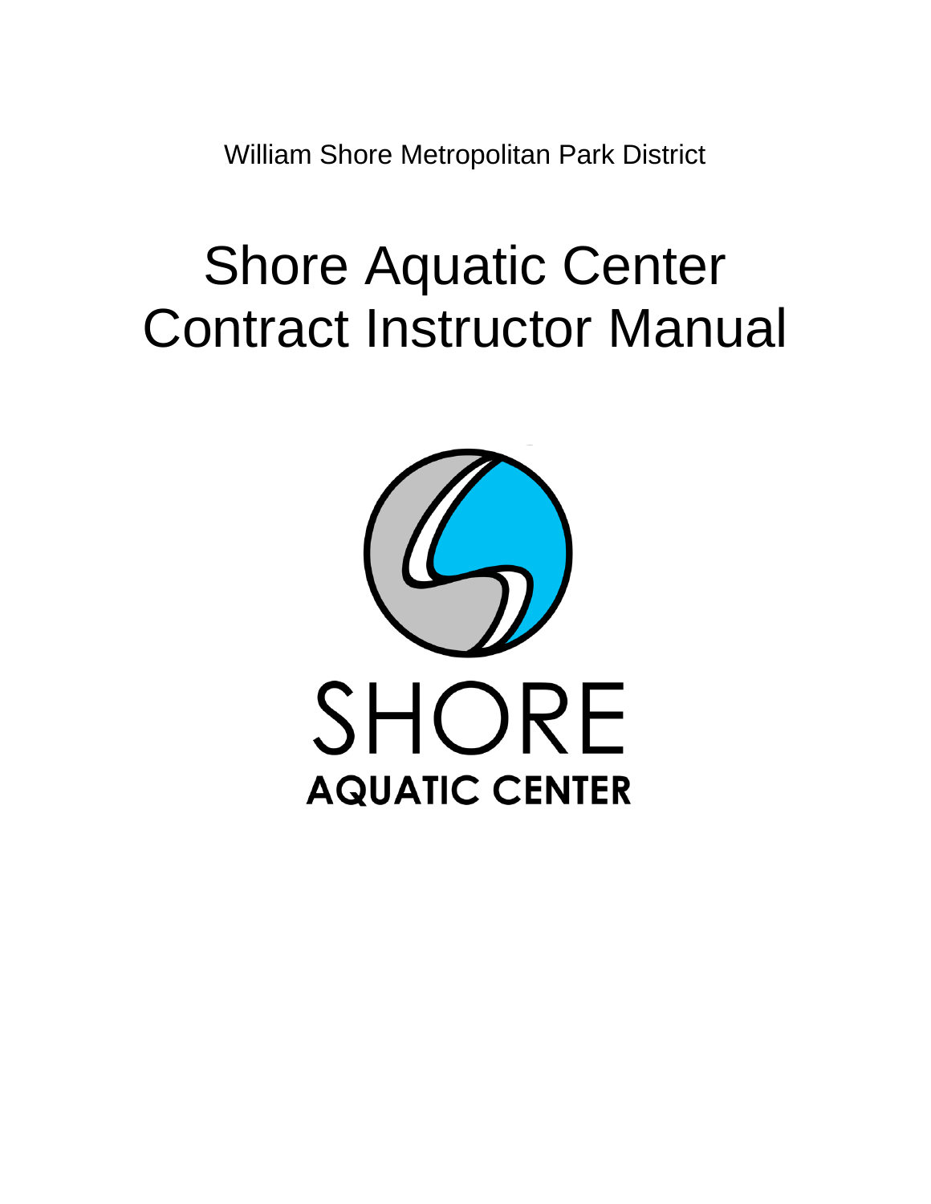William Shore Metropolitan Park District

# Shore Aquatic Center Contract Instructor Manual

SHORE

AQUATIC CENTER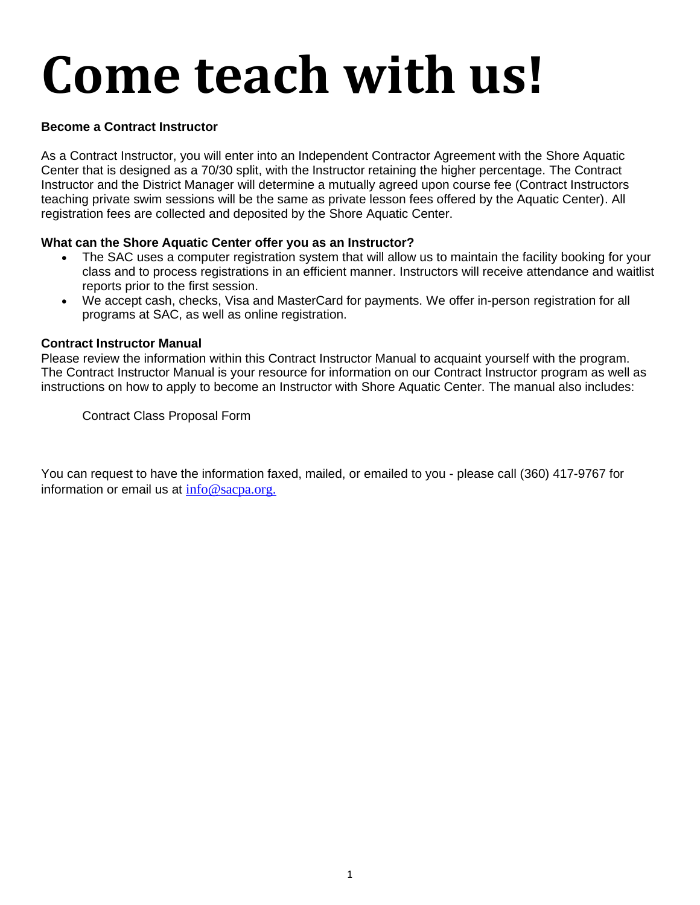# Come teach with us!

**Become a Contract Instructor**

As a Contract Instructor, you will enter into an Independent Contractor Agreement with the Shore Aquatic Center that is designed as a 70/30 split, with the Instructor retaining the higher percentage. The Contract Instructor and the District Manager will determine a mutually agreed upon course fee (Contract Instructors teaching private swim sessions will be the same as private lesson fees offered by the Aquatic Center). All registration fees are collected and deposited by the Shore Aquatic Center.

**What can the Shore Aquatic Center offer you as an Instructor?**

- The SAC uses a computer registration system that will allow us to maintain the facility booking for your class and to process registrations in an efficient manner. Instructors will receive attendance and waitlist reports prior to the first session.
- We accept cash, checks, Visa and MasterCard for payments. We offer in-person registration for all programs at SAC, as well as online registration.

**Contract Instructor Manual**

Please review the information within this Contract Instructor Manual to acquaint yourself with the program. The Contract Instructor Manual is your resource for information on our Contract Instructor program as well as instructions on how to apply to become an Instructor with Shore Aquatic Center. The manual also includes:

Contract Class Proposal Form

You can request to have the information faxed, mailed, or emailed to you - please call (360) 417-9767 for information or email us at info@sacpa.org.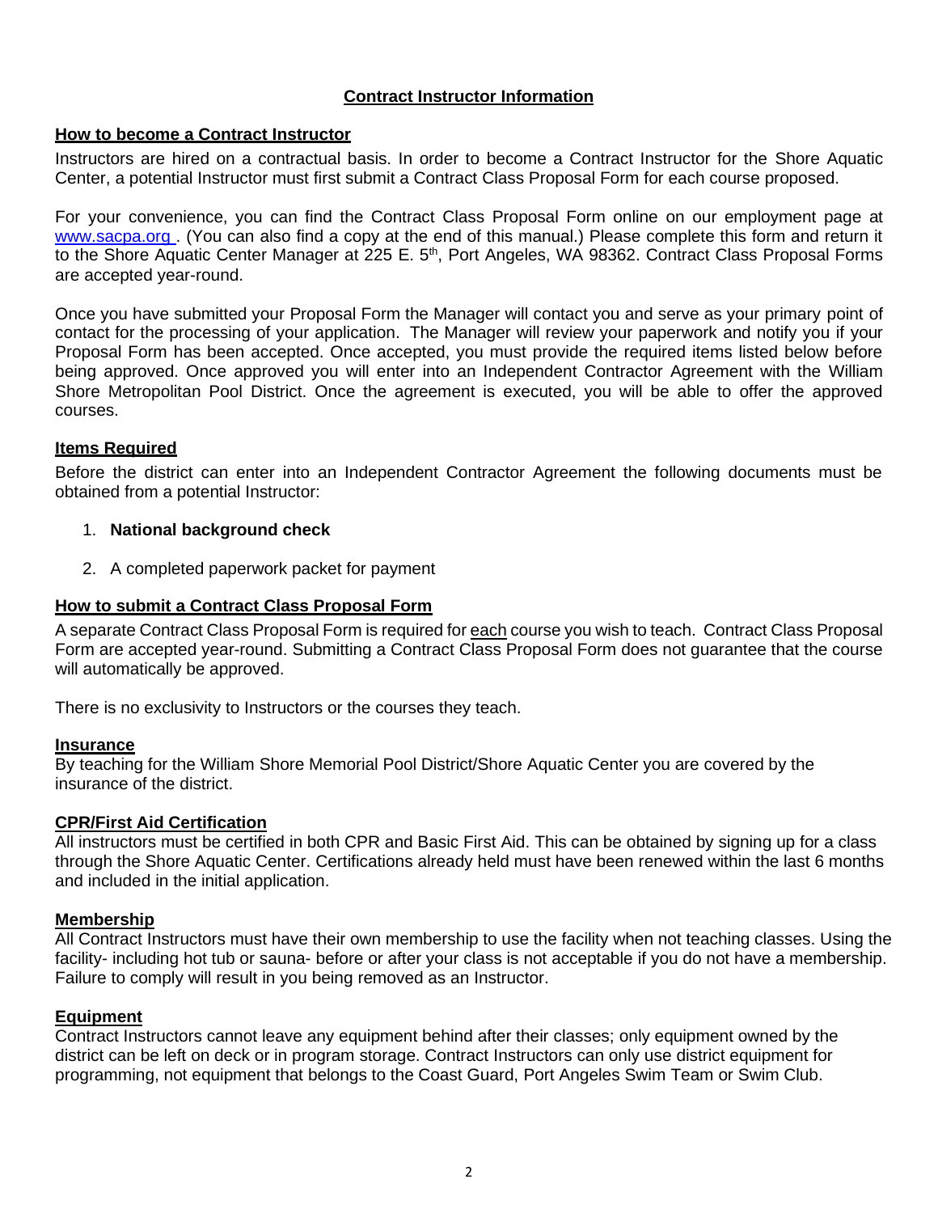# Contract Instructor Information

## How to become a Contract Instructor

Instructors are hired on a contractual basis. In order to become a Contract Instructor for the Shore Aquatic Center, a potential Instructor must first submit a Contract Class Proposal Form for each course proposed.

For your convenience, you can find the Contract Class Proposal Form online on our employment page at www.sacpa.org . (You can also find a copy at the end of this manual.) Please complete this form and return it to the Shore Aquatic Center Manager at 225 E. 5th, Port Angeles, WA 98362. Contract Class Proposal Forms are accepted year-round.

Once you have submitted your Proposal Form the Manager will contact you and serve as your primary point of contact for the processing of your application. The Manager will review your paperwork and notify you if your Proposal Form has been accepted. Once accepted, you must provide the required items listed below before being approved. Once approved you will enter into an Independent Contractor Agreement with the William Shore Metropolitan Pool District. Once the agreement is executed, you will be able to offer the approved courses.

## Items Required

Before the district can enter into an Independent Contractor Agreement the following documents must be obtained from a potential Instructor:

1. **National background check**
2. A completed paperwork packet for payment

## How to submit a Contract Class Proposal Form

A separate Contract Class Proposal Form is required for each course you wish to teach. Contract Class Proposal Form are accepted year-round. Submitting a Contract Class Proposal Form does not guarantee that the course will automatically be approved.

There is no exclusivity to Instructors or the courses they teach.

## Insurance

By teaching for the William Shore Memorial Pool District/Shore Aquatic Center you are covered by the insurance of the district.

## CPR/First Aid Certification

All instructors must be certified in both CPR and Basic First Aid. This can be obtained by signing up for a class through the Shore Aquatic Center. Certifications already held must have been renewed within the last 6 months and included in the initial application.

## Membership

All Contract Instructors must have their own membership to use the facility when not teaching classes. Using the facility- including hot tub or sauna- before or after your class is not acceptable if you do not have a membership. Failure to comply will result in you being removed as an Instructor.

## Equipment

Contract Instructors cannot leave any equipment behind after their classes; only equipment owned by the district can be left on deck or in program storage. Contract Instructors can only use district equipment for programming, not equipment that belongs to the Coast Guard, Port Angeles Swim Team or Swim Club.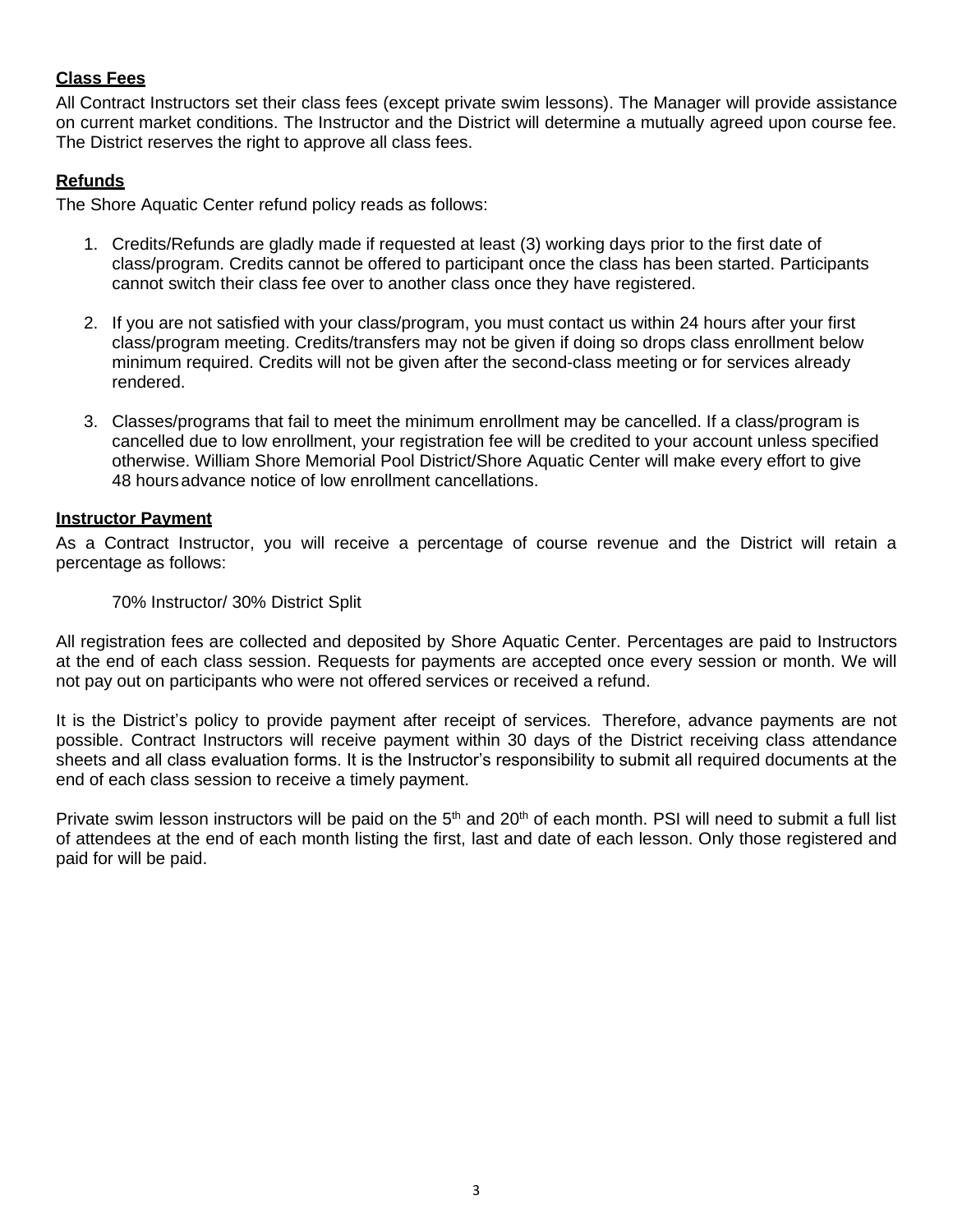**Class Fees**

All Contract Instructors set their class fees (except private swim lessons). The Manager will provide assistance on current market conditions. The Instructor and the District will determine a mutually agreed upon course fee. The District reserves the right to approve all class fees.

**Refunds**

The Shore Aquatic Center refund policy reads as follows:

1. Credits/Refunds are gladly made if requested at least (3) working days prior to the first date of class/program. Credits cannot be offered to participant once the class has been started. Participants cannot switch their class fee over to another class once they have registered.

2. If you are not satisfied with your class/program, you must contact us within 24 hours after your first class/program meeting. Credits/transfers may not be given if doing so drops class enrollment below minimum required. Credits will not be given after the second-class meeting or for services already rendered.

3. Classes/programs that fail to meet the minimum enrollment may be cancelled. If a class/program is cancelled due to low enrollment, your registration fee will be credited to your account unless specified otherwise. William Shore Memorial Pool District/Shore Aquatic Center will make every effort to give 48 hours advance notice of low enrollment cancellations.

**Instructor Payment**

As a Contract Instructor, you will receive a percentage of course revenue and the District will retain a percentage as follows:

70% Instructor/ 30% District Split

All registration fees are collected and deposited by Shore Aquatic Center. Percentages are paid to Instructors at the end of each class session. Requests for payments are accepted once every session or month. We will not pay out on participants who were not offered services or received a refund.

It is the District's policy to provide payment after receipt of services. Therefore, advance payments are not possible. Contract Instructors will receive payment within 30 days of the District receiving class attendance sheets and all class evaluation forms. It is the Instructor's responsibility to submit all required documents at the end of each class session to receive a timely payment.

Private swim lesson instructors will be paid on the 5th and 20th of each month. PSI will need to submit a full list of attendees at the end of each month listing the first, last and date of each lesson. Only those registered and paid for will be paid.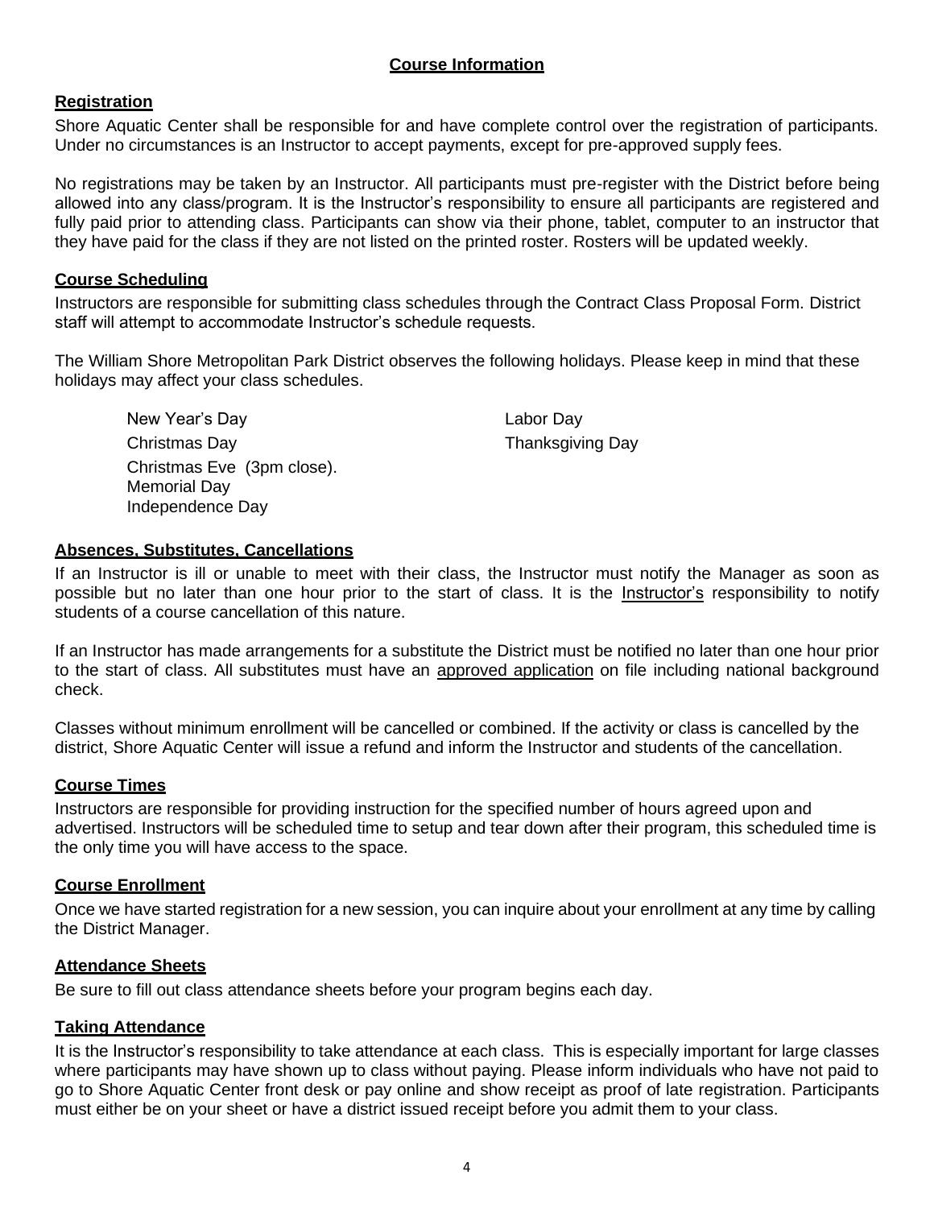# Course Information

## Registration

Shore Aquatic Center shall be responsible for and have complete control over the registration of participants. Under no circumstances is an Instructor to accept payments, except for pre-approved supply fees.

No registrations may be taken by an Instructor. All participants must pre-register with the District before being allowed into any class/program. It is the Instructor's responsibility to ensure all participants are registered and fully paid prior to attending class. Participants can show via their phone, tablet, computer to an instructor that they have paid for the class if they are not listed on the printed roster. Rosters will be updated weekly.

## Course Scheduling

Instructors are responsible for submitting class schedules through the Contract Class Proposal Form. District staff will attempt to accommodate Instructor's schedule requests.

The William Shore Metropolitan Park District observes the following holidays. Please keep in mind that these holidays may affect your class schedules.

- New Year's Day
- Christmas Day
- Christmas Eve (3pm close).
- Memorial Day
- Independence Day
- Labor Day
- Thanksgiving Day

## Absences, Substitutes, Cancellations

If an Instructor is ill or unable to meet with their class, the Instructor must notify the Manager as soon as possible but no later than one hour prior to the start of class. It is the Instructor's responsibility to notify students of a course cancellation of this nature.

If an Instructor has made arrangements for a substitute the District must be notified no later than one hour prior to the start of class. All substitutes must have an approved application on file including national background check.

Classes without minimum enrollment will be cancelled or combined. If the activity or class is cancelled by the district, Shore Aquatic Center will issue a refund and inform the Instructor and students of the cancellation.

## Course Times

Instructors are responsible for providing instruction for the specified number of hours agreed upon and advertised. Instructors will be scheduled time to setup and tear down after their program, this scheduled time is the only time you will have access to the space.

## Course Enrollment

Once we have started registration for a new session, you can inquire about your enrollment at any time by calling the District Manager.

## Attendance Sheets

Be sure to fill out class attendance sheets before your program begins each day.

## Taking Attendance

It is the Instructor's responsibility to take attendance at each class. This is especially important for large classes where participants may have shown up to class without paying. Please inform individuals who have not paid to go to Shore Aquatic Center front desk or pay online and show receipt as proof of late registration. Participants must either be on your sheet or have a district issued receipt before you admit them to your class.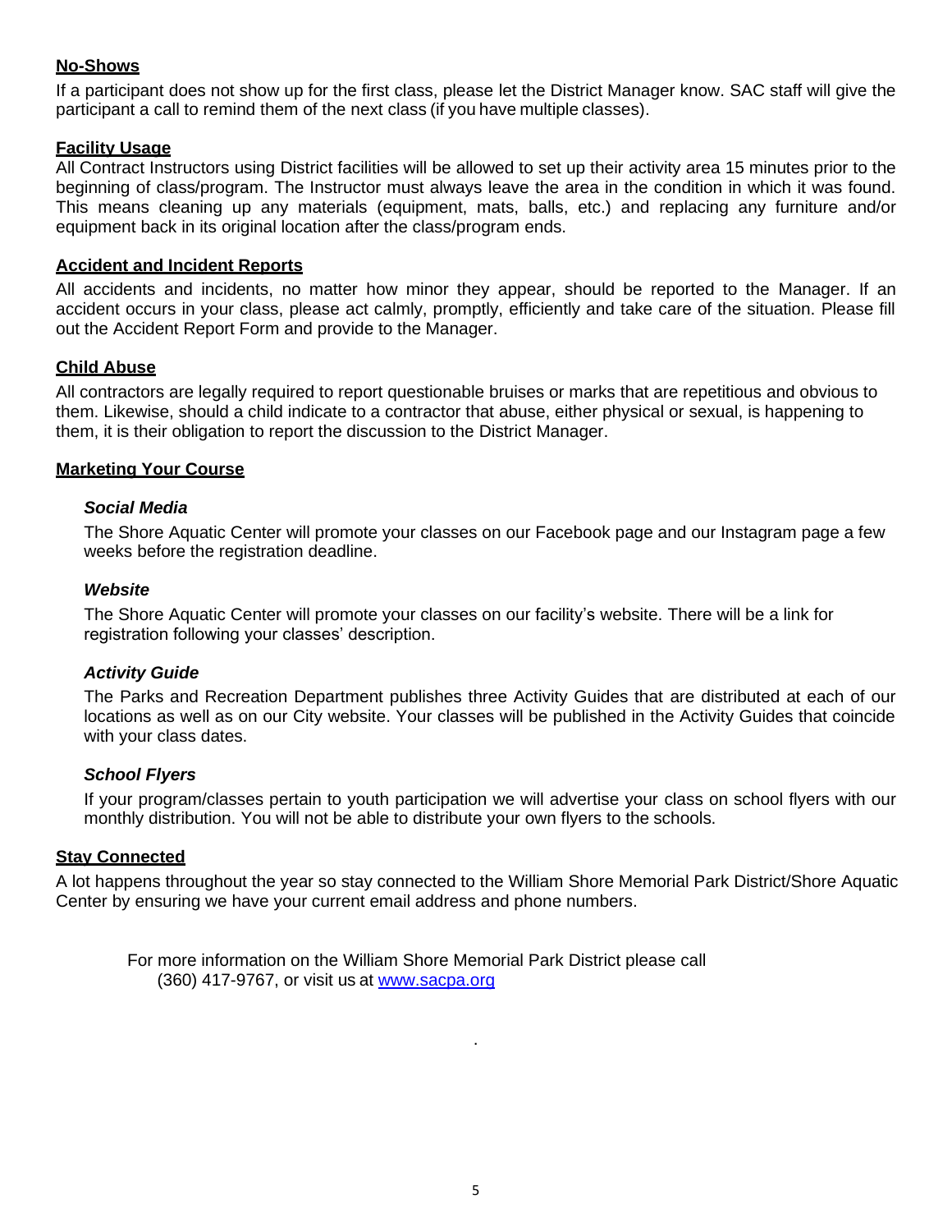**No-Shows**

If a participant does not show up for the first class, please let the District Manager know. SAC staff will give the participant a call to remind them of the next class (if you have multiple classes).

**Facility Usage**

All Contract Instructors using District facilities will be allowed to set up their activity area 15 minutes prior to the beginning of class/program. The Instructor must always leave the area in the condition in which it was found. This means cleaning up any materials (equipment, mats, balls, etc.) and replacing any furniture and/or equipment back in its original location after the class/program ends.

**Accident and Incident Reports**

All accidents and incidents, no matter how minor they appear, should be reported to the Manager. If an accident occurs in your class, please act calmly, promptly, efficiently and take care of the situation. Please fill out the Accident Report Form and provide to the Manager.

**Child Abuse**

All contractors are legally required to report questionable bruises or marks that are repetitious and obvious to them. Likewise, should a child indicate to a contractor that abuse, either physical or sexual, is happening to them, it is their obligation to report the discussion to the District Manager.

**Marketing Your Course**

***Social Media***

The Shore Aquatic Center will promote your classes on our Facebook page and our Instagram page a few weeks before the registration deadline.

***Website***

The Shore Aquatic Center will promote your classes on our facility's website. There will be a link for registration following your classes' description.

***Activity Guide***

The Parks and Recreation Department publishes three Activity Guides that are distributed at each of our locations as well as on our City website. Your classes will be published in the Activity Guides that coincide with your class dates.

***School Flyers***

If your program/classes pertain to youth participation we will advertise your class on school flyers with our monthly distribution. You will not be able to distribute your own flyers to the schools.

**Stay Connected**

A lot happens throughout the year so stay connected to the William Shore Memorial Park District/Shore Aquatic Center by ensuring we have your current email address and phone numbers.

For more information on the William Shore Memorial Park District please call (360) 417-9767, or visit us at [www.sacpa.org](http://www.sacpa.org)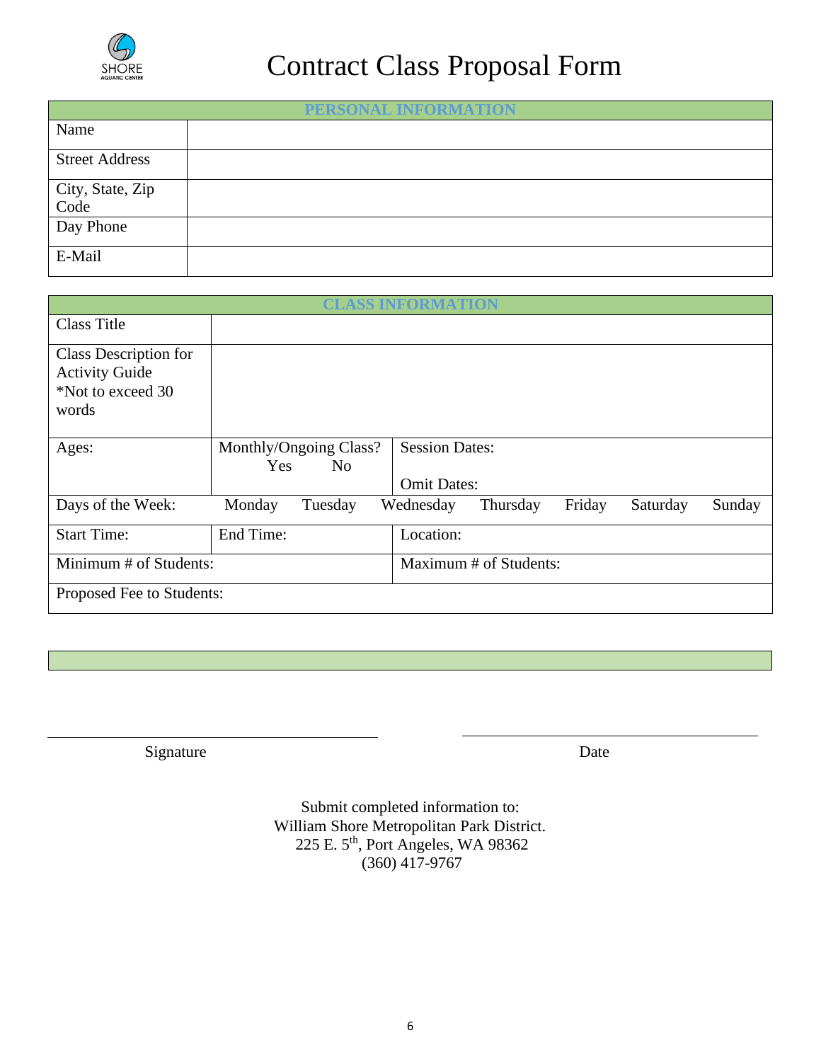# Contract Class Proposal Form

| PERSONAL INFORMATION | |
|---|---|
| Name | |
| Street Address | |
| City, State, Zip Code | |
| Day Phone | |
| E-Mail | |

| CLASS INFORMATION | | |
|---|---|---|
| Class Title | | |
| Class Description for Activity Guide *Not to exceed 30 words | | |
| Ages: | Monthly/Ongoing Class? Yes No | Session Dates: Omit Dates: |
| Days of the Week: | Monday Tuesday | Wednesday Thursday Friday Saturday Sunday |
| Start Time: | End Time: | Location: |
| Minimum # of Students: | | Maximum # of Students: |
| Proposed Fee to Students: | | |

Signature

Date

Submit completed information to:
William Shore Metropolitan Park District.
225 E. 5th, Port Angeles, WA 98362
(360) 417-9767